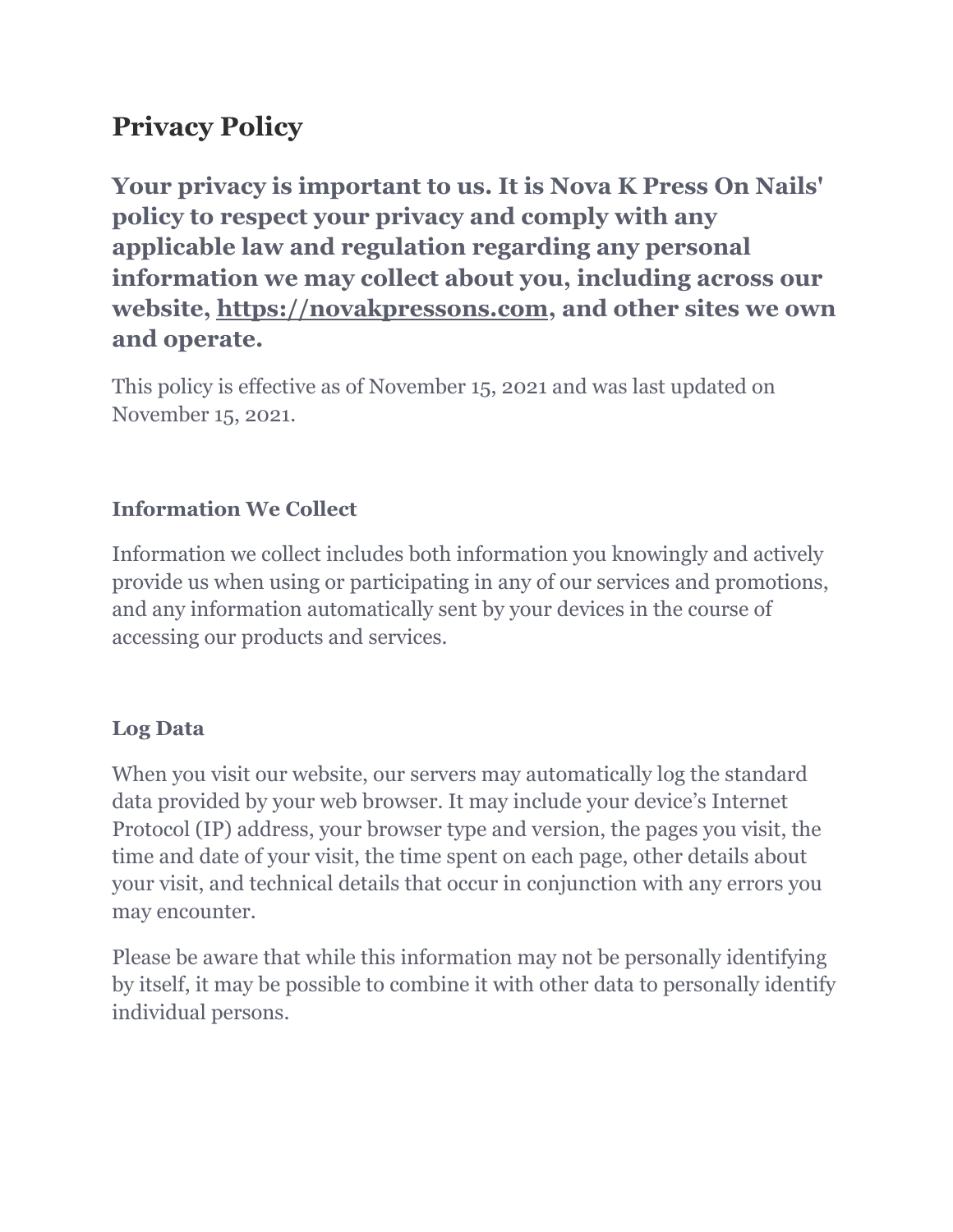# Privacy Policy

**Your privacy is important to us. It is Nova K Press On Nails' policy to respect your privacy and comply with any applicable law and regulation regarding any personal information we may collect about you, including across our website, [https://novakpressons.com](https://novakpressons.com), and other sites we own and operate.**

This policy is effective as of November 15, 2021 and was last updated on November 15, 2021.

### Information We Collect

Information we collect includes both information you knowingly and actively provide us when using or participating in any of our services and promotions, and any information automatically sent by your devices in the course of accessing our products and services.

### Log Data

When you visit our website, our servers may automatically log the standard data provided by your web browser. It may include your device's Internet Protocol (IP) address, your browser type and version, the pages you visit, the time and date of your visit, the time spent on each page, other details about your visit, and technical details that occur in conjunction with any errors you may encounter.

Please be aware that while this information may not be personally identifying by itself, it may be possible to combine it with other data to personally identify individual persons.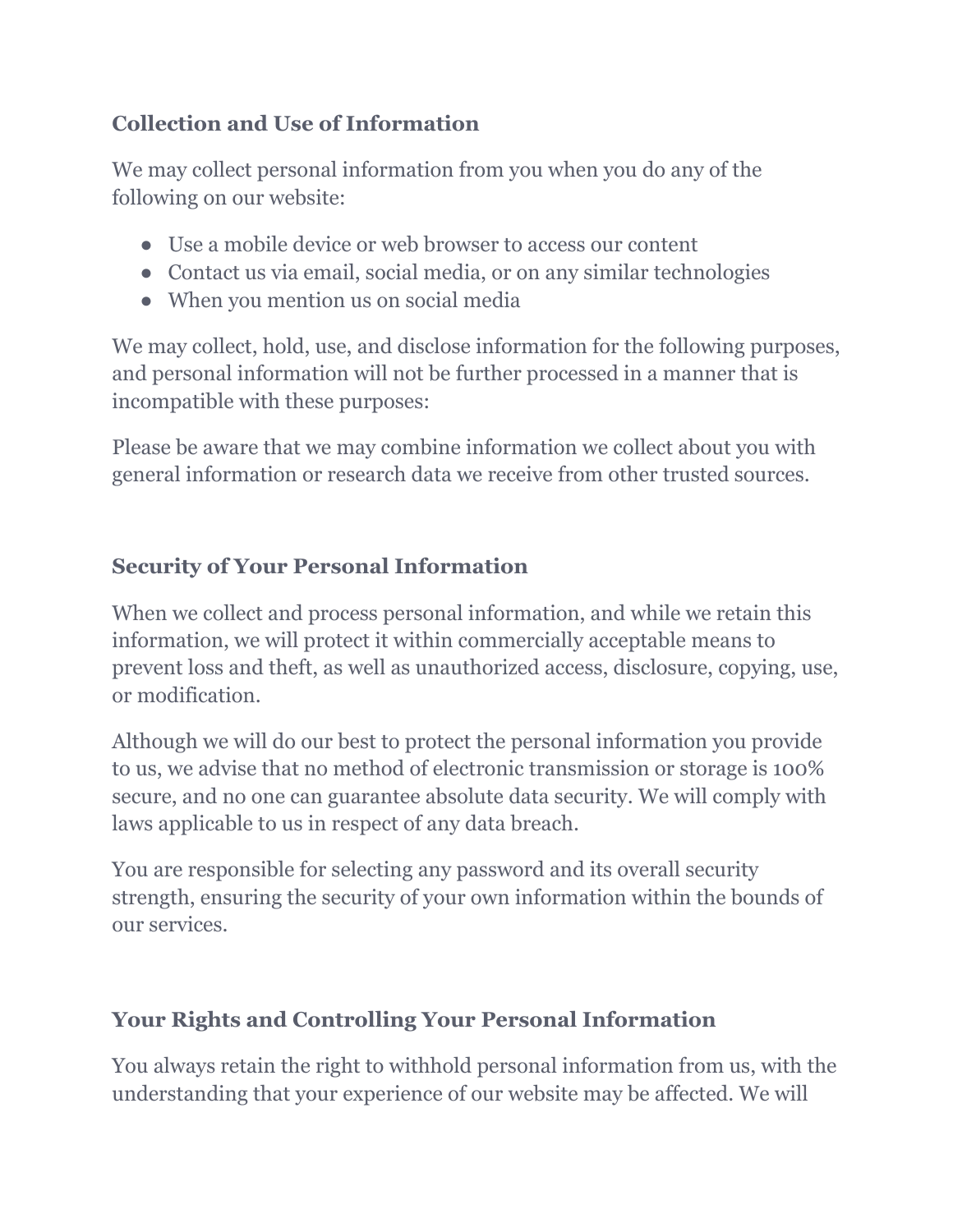### Collection and Use of Information

We may collect personal information from you when you do any of the following on our website:

- Use a mobile device or web browser to access our content
- Contact us via email, social media, or on any similar technologies
- When you mention us on social media

We may collect, hold, use, and disclose information for the following purposes, and personal information will not be further processed in a manner that is incompatible with these purposes:

Please be aware that we may combine information we collect about you with general information or research data we receive from other trusted sources.

### Security of Your Personal Information

When we collect and process personal information, and while we retain this information, we will protect it within commercially acceptable means to prevent loss and theft, as well as unauthorized access, disclosure, copying, use, or modification.

Although we will do our best to protect the personal information you provide to us, we advise that no method of electronic transmission or storage is 100% secure, and no one can guarantee absolute data security. We will comply with laws applicable to us in respect of any data breach.

You are responsible for selecting any password and its overall security strength, ensuring the security of your own information within the bounds of our services.

### Your Rights and Controlling Your Personal Information

You always retain the right to withhold personal information from us, with the understanding that your experience of our website may be affected. We will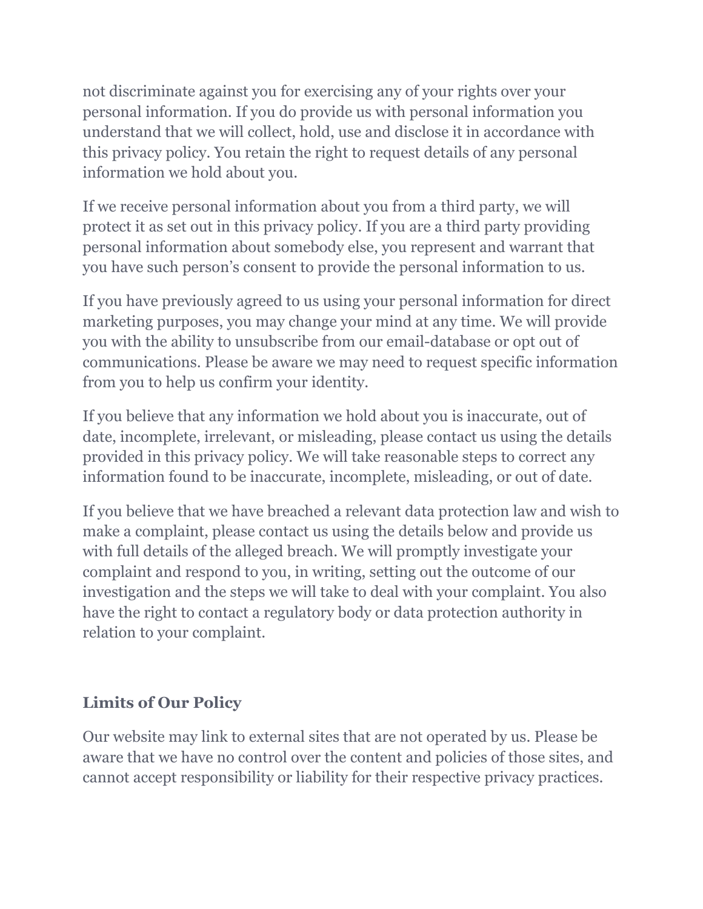not discriminate against you for exercising any of your rights over your personal information. If you do provide us with personal information you understand that we will collect, hold, use and disclose it in accordance with this privacy policy. You retain the right to request details of any personal information we hold about you.

If we receive personal information about you from a third party, we will protect it as set out in this privacy policy. If you are a third party providing personal information about somebody else, you represent and warrant that you have such person's consent to provide the personal information to us.

If you have previously agreed to us using your personal information for direct marketing purposes, you may change your mind at any time. We will provide you with the ability to unsubscribe from our email-database or opt out of communications. Please be aware we may need to request specific information from you to help us confirm your identity.

If you believe that any information we hold about you is inaccurate, out of date, incomplete, irrelevant, or misleading, please contact us using the details provided in this privacy policy. We will take reasonable steps to correct any information found to be inaccurate, incomplete, misleading, or out of date.

If you believe that we have breached a relevant data protection law and wish to make a complaint, please contact us using the details below and provide us with full details of the alleged breach. We will promptly investigate your complaint and respond to you, in writing, setting out the outcome of our investigation and the steps we will take to deal with your complaint. You also have the right to contact a regulatory body or data protection authority in relation to your complaint.

### Limits of Our Policy

Our website may link to external sites that are not operated by us. Please be aware that we have no control over the content and policies of those sites, and cannot accept responsibility or liability for their respective privacy practices.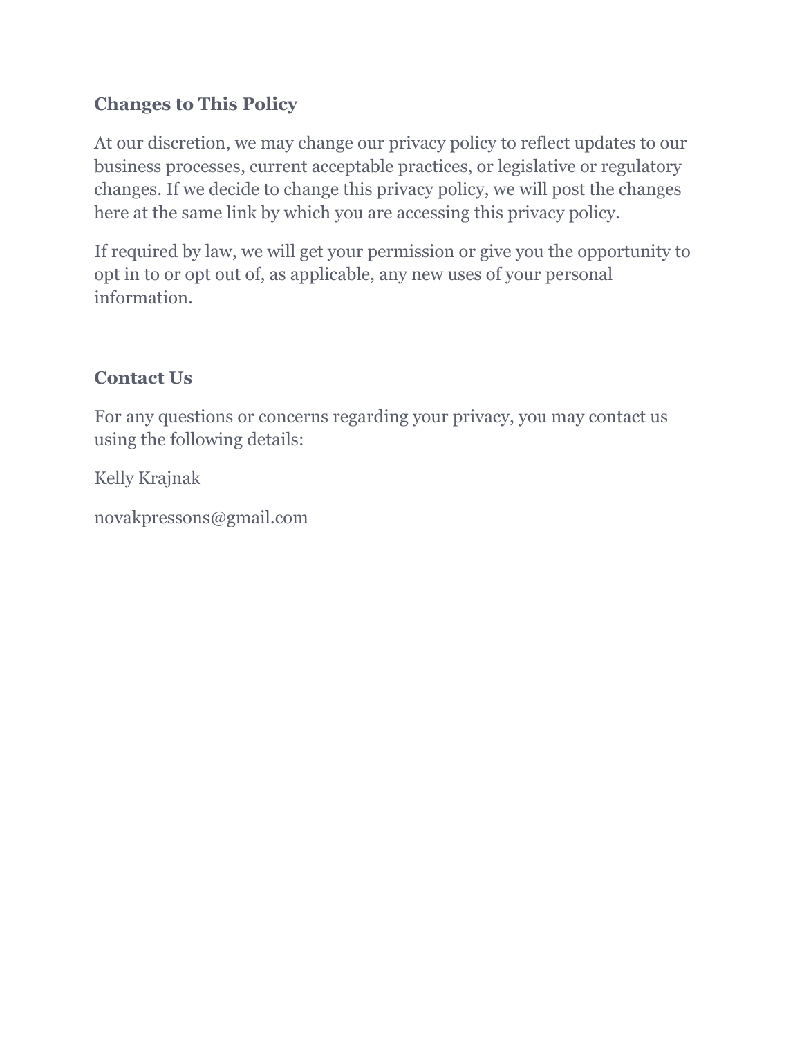## Changes to This Policy

At our discretion, we may change our privacy policy to reflect updates to our business processes, current acceptable practices, or legislative or regulatory changes. If we decide to change this privacy policy, we will post the changes here at the same link by which you are accessing this privacy policy.

If required by law, we will get your permission or give you the opportunity to opt in to or opt out of, as applicable, any new uses of your personal information.

## Contact Us

For any questions or concerns regarding your privacy, you may contact us using the following details:

Kelly Krajnak

novakpressons@gmail.com